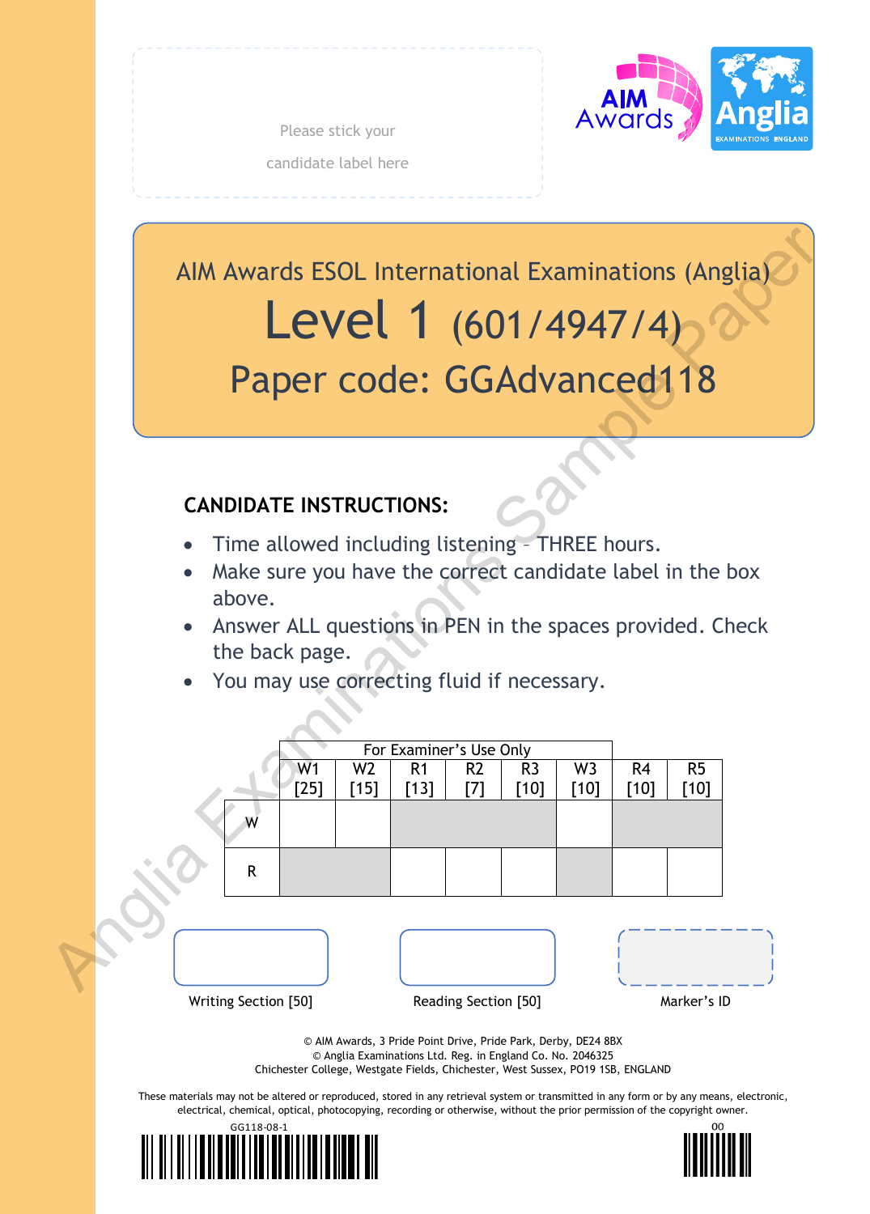Please stick your candidate label here

AIM Awards | Anglia EXAMINATIONS ENGLAND

# AIM Awards ESOL International Examinations (Anglia)

# Level 1 (601/4947/4)

## Paper code: GGAdvanced118

## CANDIDATE INSTRUCTIONS:

- Time allowed including listening – THREE hours.
- Make sure you have the correct candidate label in the box above.
- Answer ALL questions in PEN in the spaces provided. Check the back page.
- You may use correcting fluid if necessary.

| | For Examiner's Use Only | | | | | | | |
|---|---|---|---|---|---|---|---|---|
| | W1 [25] | W2 [15] | R1 [13] | R2 [7] | R3 [10] | W3 [10] | R4 [10] | R5 [10] |
| W | | | | | | | | |
| R | | | | | | | | |

Writing Section [50]

Reading Section [50]

Marker's ID

© AIM Awards, 3 Pride Point Drive, Pride Park, Derby, DE24 8BX
© Anglia Examinations Ltd. Reg. in England Co. No. 2046325
Chichester College, Westgate Fields, Chichester, West Sussex, PO19 1SB, ENGLAND

These materials may not be altered or reproduced, stored in any retrieval system or transmitted in any form or by any means, electronic, electrical, chemical, optical, photocopying, recording or otherwise, without the prior permission of the copyright owner.

GG118-08-1

00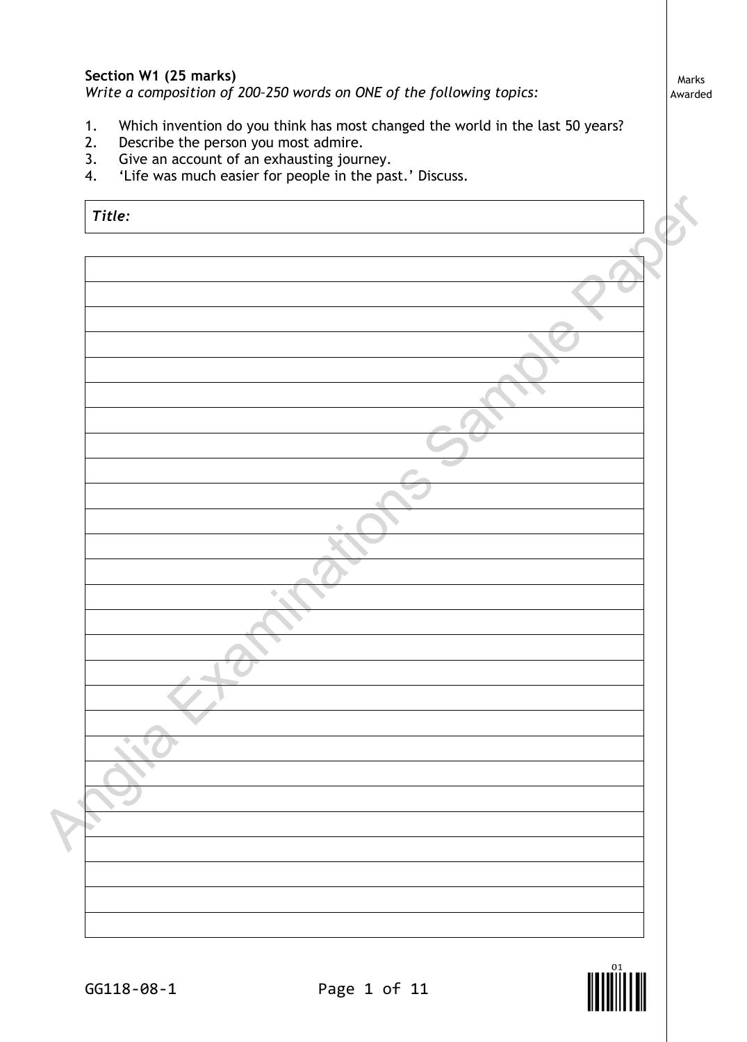**Section W1 (25 marks)**

*Write a composition of 200–250 words on ONE of the following topics:*

1. Which invention do you think has most changed the world in the last 50 years?
2. Describe the person you most admire.
3. Give an account of an exhausting journey.
4. 'Life was much easier for people in the past.' Discuss.

*Title:*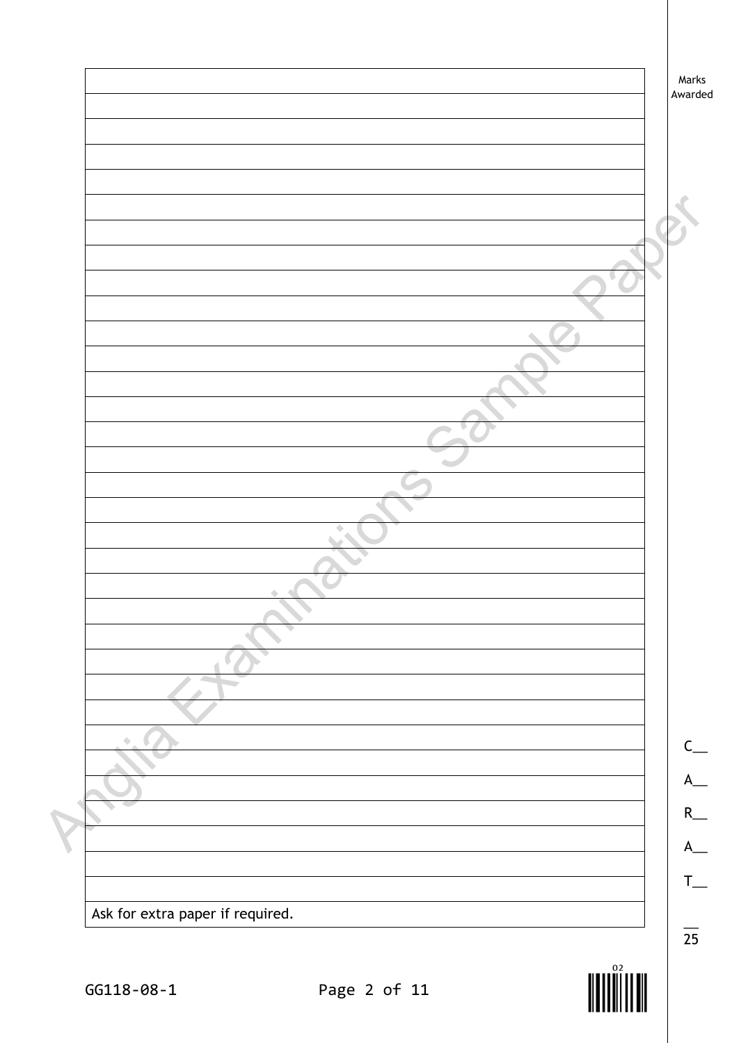Marks Awarded

Ask for extra paper if required.

C__

A__

R__

A__

T__

__
25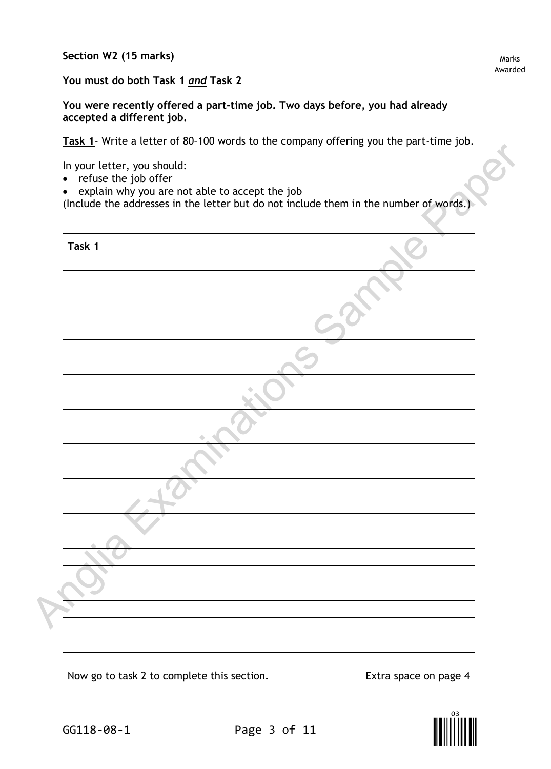**Section W2 (15 marks)**

**You must do both Task 1 *and* Task 2**

**You were recently offered a part-time job. Two days before, you had already accepted a different job.**

**Task 1**- Write a letter of 80–100 words to the company offering you the part-time job.

In your letter, you should:

- refuse the job offer
- explain why you are not able to accept the job

(Include the addresses in the letter but do not include them in the number of words.)

| Task 1 |
| --- |
| |
| Now go to task 2 to complete this section. Extra space on page 4 |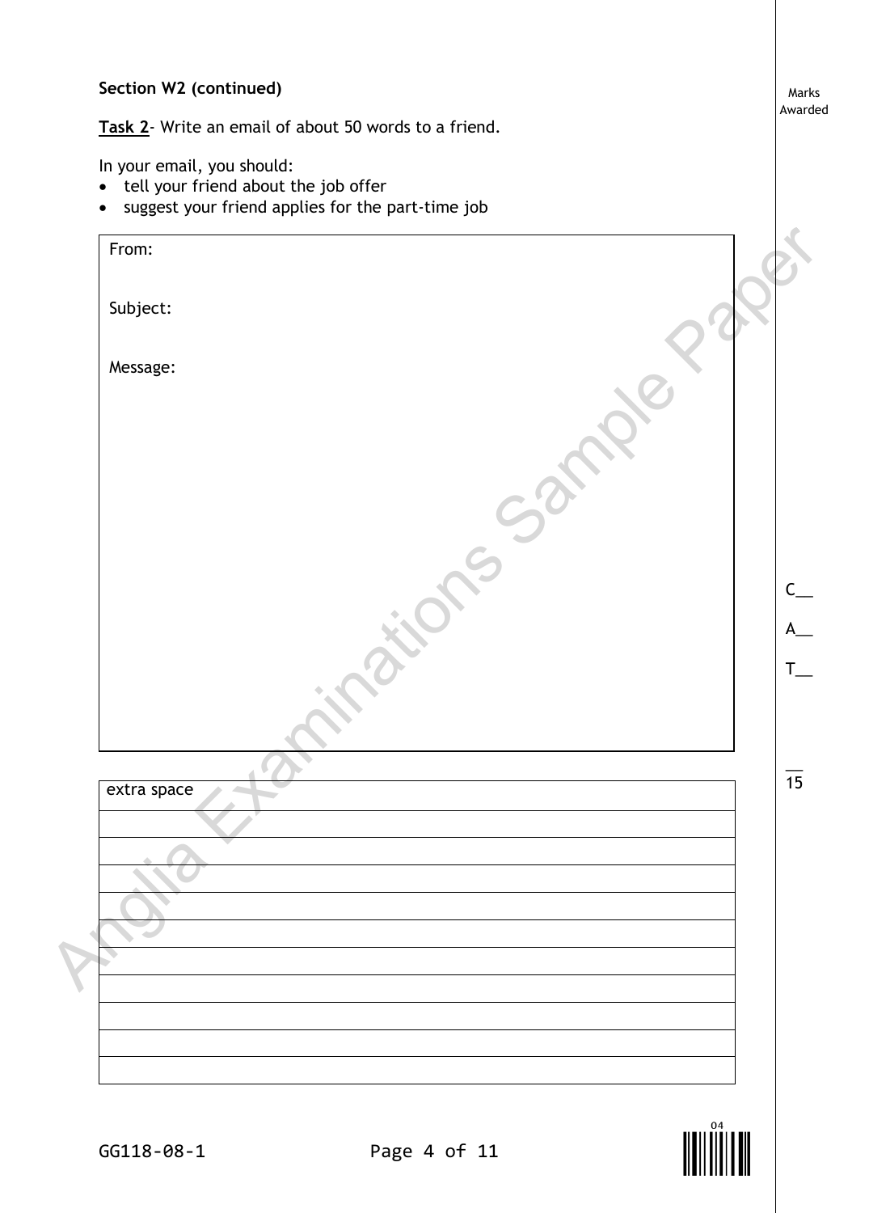**Section W2 (continued)**

**Task 2**- Write an email of about 50 words to a friend.

In your email, you should:

- tell your friend about the job offer
- suggest your friend applies for the part-time job

From:

Subject:

Message:

extra space

Marks Awarded

C__

A__

T__

15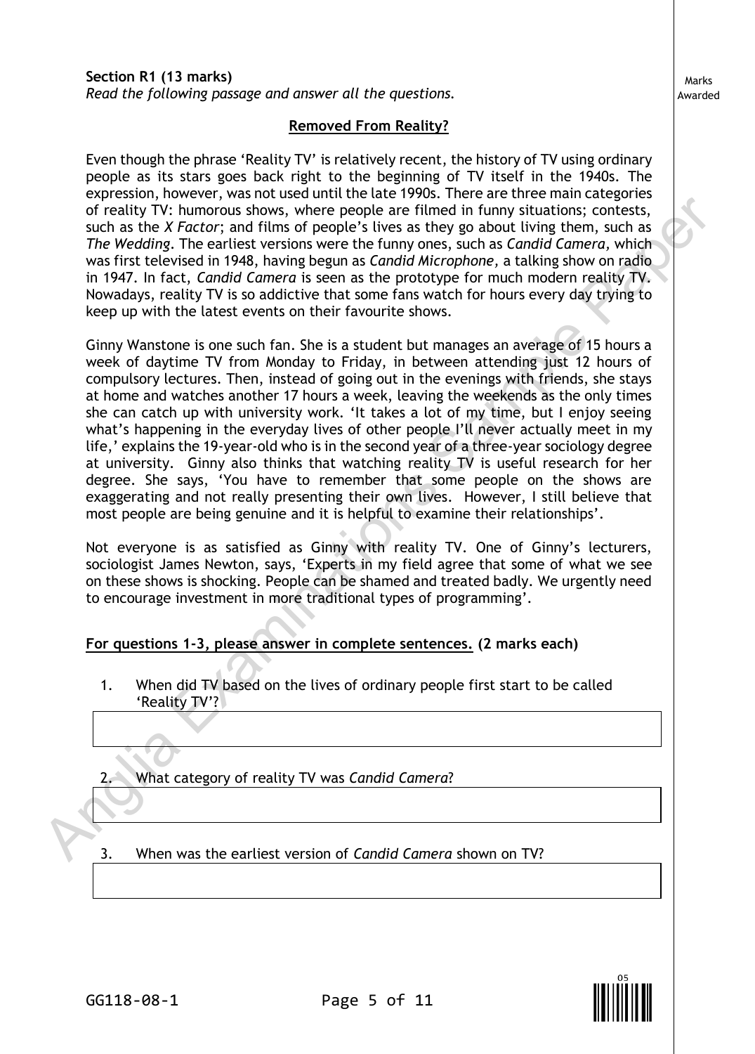**Section R1 (13 marks)**
*Read the following passage and answer all the questions.*

Marks Awarded

## Removed From Reality?

Even though the phrase 'Reality TV' is relatively recent, the history of TV using ordinary people as its stars goes back right to the beginning of TV itself in the 1940s. The expression, however, was not used until the late 1990s. There are three main categories of reality TV: humorous shows, where people are filmed in funny situations; contests, such as the *X Factor*; and films of people's lives as they go about living them, such as *The Wedding*. The earliest versions were the funny ones, such as *Candid Camera,* which was first televised in 1948, having begun as *Candid Microphone*, a talking show on radio in 1947. In fact, *Candid Camera* is seen as the prototype for much modern reality TV. Nowadays, reality TV is so addictive that some fans watch for hours every day trying to keep up with the latest events on their favourite shows.

Ginny Wanstone is one such fan. She is a student but manages an average of 15 hours a week of daytime TV from Monday to Friday, in between attending just 12 hours of compulsory lectures. Then, instead of going out in the evenings with friends, she stays at home and watches another 17 hours a week, leaving the weekends as the only times she can catch up with university work. 'It takes a lot of my time, but I enjoy seeing what's happening in the everyday lives of other people I'll never actually meet in my life,' explains the 19-year-old who is in the second year of a three-year sociology degree at university. Ginny also thinks that watching reality TV is useful research for her degree. She says, 'You have to remember that some people on the shows are exaggerating and not really presenting their own lives. However, I still believe that most people are being genuine and it is helpful to examine their relationships'.

Not everyone is as satisfied as Ginny with reality TV. One of Ginny's lecturers, sociologist James Newton, says, 'Experts in my field agree that some of what we see on these shows is shocking. People can be shamed and treated badly. We urgently need to encourage investment in more traditional types of programming'.

**For questions 1-3, please answer in complete sentences. (2 marks each)**

1. When did TV based on the lives of ordinary people first start to be called 'Reality TV'?

2. What category of reality TV was *Candid Camera*?

3. When was the earliest version of *Candid Camera* shown on TV?

GG118-08-1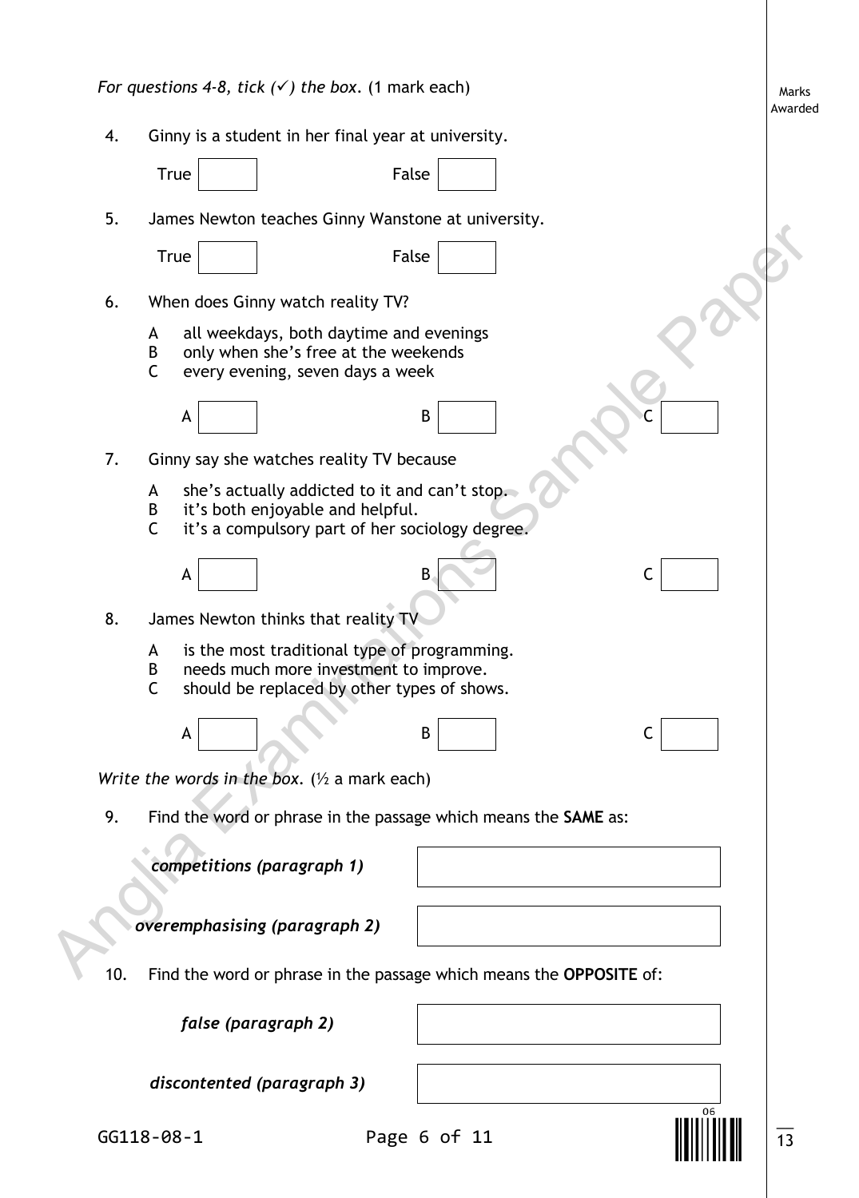*For questions 4-8, tick (✓) the box.* (1 mark each)

Marks Awarded

4. Ginny is a student in her final year at university.

   True ☐ False ☐

5. James Newton teaches Ginny Wanstone at university.

   True ☐ False ☐

6. When does Ginny watch reality TV?

   A all weekdays, both daytime and evenings
   B only when she's free at the weekends
   C every evening, seven days a week

   A ☐ B ☐ C ☐

7. Ginny say she watches reality TV because

   A she's actually addicted to it and can't stop.
   B it's both enjoyable and helpful.
   C it's a compulsory part of her sociology degree.

   A ☐ B ☐ C ☐

8. James Newton thinks that reality TV

   A is the most traditional type of programming.
   B needs much more investment to improve.
   C should be replaced by other types of shows.

   A ☐ B ☐ C ☐

*Write the words in the box.* (½ a mark each)

9. Find the word or phrase in the passage which means the **SAME** as:

| | |
|---|---|
| ***competitions (paragraph 1)*** | |
| ***overemphasising (paragraph 2)*** | |

10. Find the word or phrase in the passage which means the **OPPOSITE** of:

| | |
|---|---|
| ***false (paragraph 2)*** | |
| ***discontented (paragraph 3)*** | |

GG118-08-1

13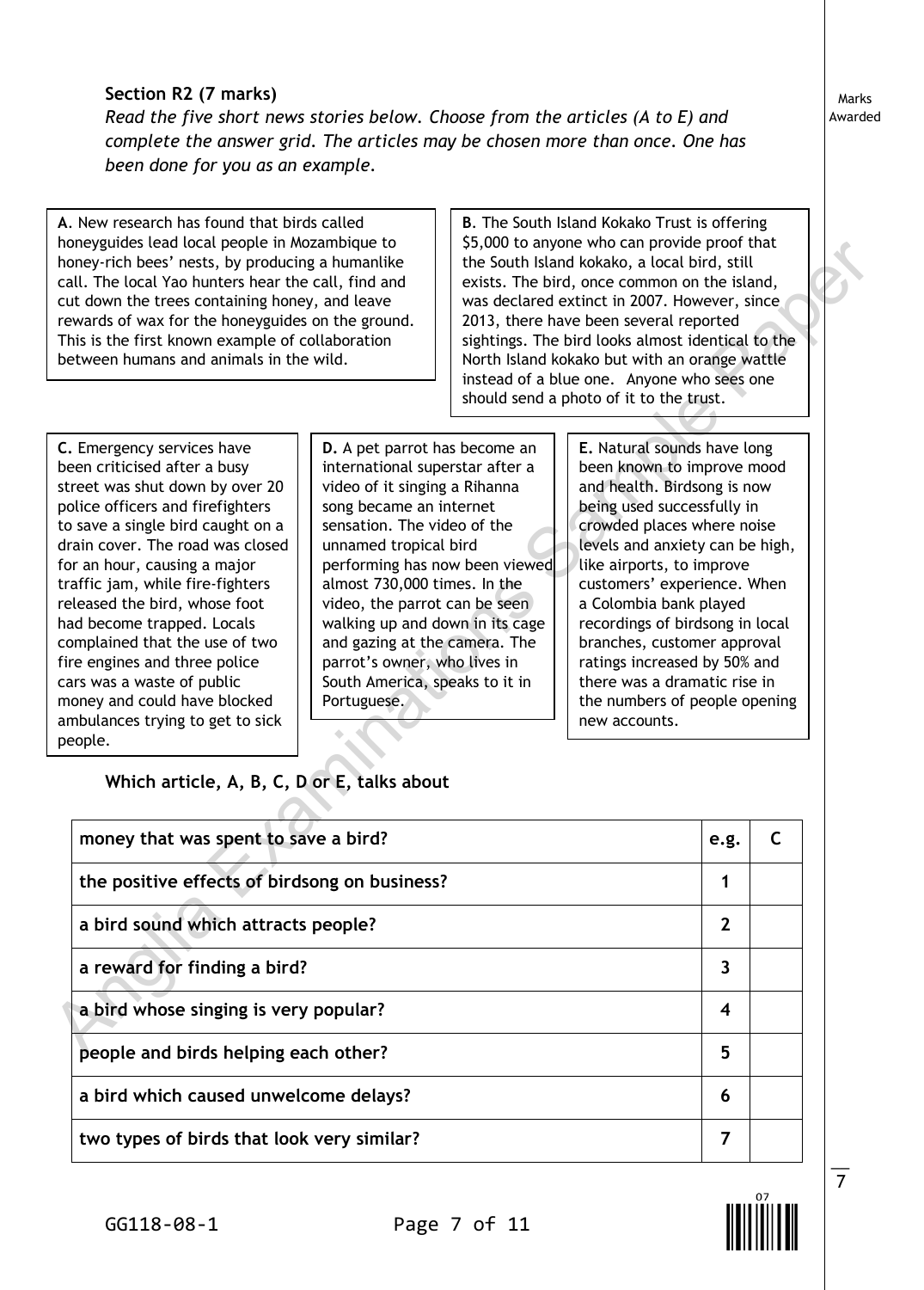**Section R2 (7 marks)**

*Read the five short news stories below. Choose from the articles (A to E) and complete the answer grid. The articles may be chosen more than once. One has been done for you as an example.*

Marks Awarded

**A**. New research has found that birds called honeyguides lead local people in Mozambique to honey-rich bees' nests, by producing a humanlike call. The local Yao hunters hear the call, find and cut down the trees containing honey, and leave rewards of wax for the honeyguides on the ground. This is the first known example of collaboration between humans and animals in the wild.

**B**. The South Island Kokako Trust is offering $5,000 to anyone who can provide proof that the South Island kokako, a local bird, still exists. The bird, once common on the island, was declared extinct in 2007. However, since 2013, there have been several reported sightings. The bird looks almost identical to the North Island kokako but with an orange wattle instead of a blue one. Anyone who sees one should send a photo of it to the trust.

**C.** Emergency services have been criticised after a busy street was shut down by over 20 police officers and firefighters to save a single bird caught on a drain cover. The road was closed for an hour, causing a major traffic jam, while fire-fighters released the bird, whose foot had become trapped. Locals complained that the use of two fire engines and three police cars was a waste of public money and could have blocked ambulances trying to get to sick people.

**D.** A pet parrot has become an international superstar after a video of it singing a Rihanna song became an internet sensation. The video of the unnamed tropical bird performing has now been viewed almost 730,000 times. In the video, the parrot can be seen walking up and down in its cage and gazing at the camera. The parrot's owner, who lives in South America, speaks to it in Portuguese.

**E.** Natural sounds have long been known to improve mood and health. Birdsong is now being used successfully in crowded places where noise levels and anxiety can be high, like airports, to improve customers' experience. When a Colombia bank played recordings of birdsong in local branches, customer approval ratings increased by 50% and there was a dramatic rise in the numbers of people opening new accounts.

**Which article, A, B, C, D or E, talks about**

| | | |
|---|---|---|
| **money that was spent to save a bird?** | **e.g.** | **C** |
| **the positive effects of birdsong on business?** | **1** | |
| **a bird sound which attracts people?** | **2** | |
| **a reward for finding a bird?** | **3** | |
| **a bird whose singing is very popular?** | **4** | |
| **people and birds helping each other?** | **5** | |
| **a bird which caused unwelcome delays?** | **6** | |
| **two types of birds that look very similar?** | **7** | |

7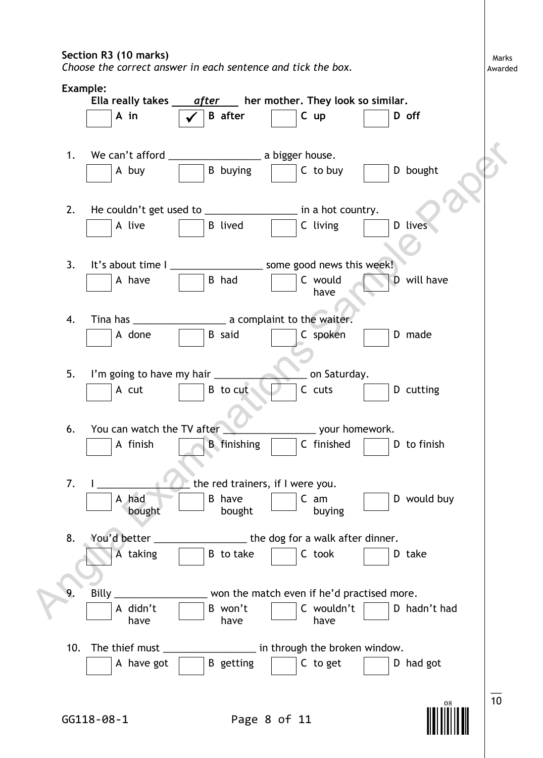**Section R3 (10 marks)**
*Choose the correct answer in each sentence and tick the box.*

Marks Awarded

**Example:**

**Ella really takes ___*after*___ her mother. They look so similar.**

☐ **A in** ☑ **B after** ☐ **C up** ☐ **D off**

1. We can't afford ________________ a bigger house.

   ☐ A buy ☐ B buying ☐ C to buy ☐ D bought

2. He couldn't get used to ________________ in a hot country.

   ☐ A live ☐ B lived ☐ C living ☐ D lives

3. It's about time I ________________ some good news this week!

   ☐ A have ☐ B had ☐ C would have ☐ D will have

4. Tina has ________________ a complaint to the waiter.

   ☐ A done ☐ B said ☐ C spoken ☐ D made

5. I'm going to have my hair ________________ on Saturday.

   ☐ A cut ☐ B to cut ☐ C cuts ☐ D cutting

6. You can watch the TV after ________________ your homework.

   ☐ A finish ☐ B finishing ☐ C finished ☐ D to finish

7. I ________________ the red trainers, if I were you.

   ☐ A had bought ☐ B have bought ☐ C am buying ☐ D would buy

8. You'd better ________________ the dog for a walk after dinner.

   ☐ A taking ☐ B to take ☐ C took ☐ D take

9. Billy ________________ won the match even if he'd practised more.

   ☐ A didn't have ☐ B won't have ☐ C wouldn't have ☐ D hadn't had

10. The thief must ________________ in through the broken window.

    ☐ A have got ☐ B getting ☐ C to get ☐ D had got

___ / 10

GG118-08-1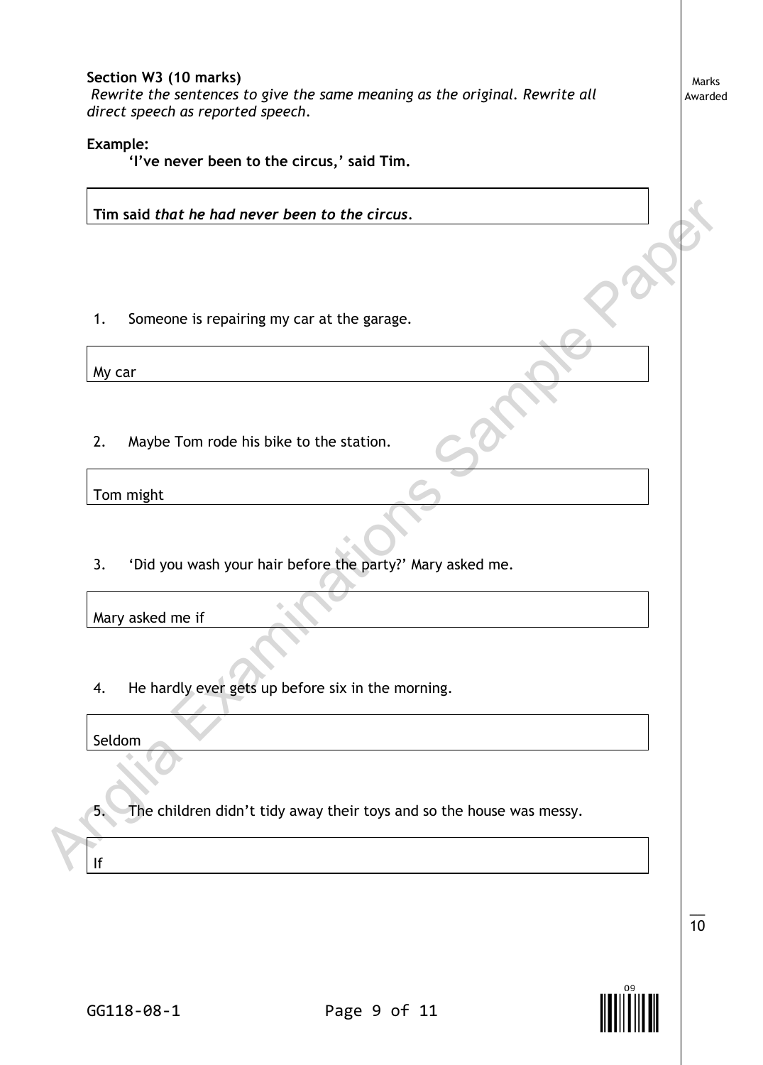**Section W3 (10 marks)**

*Rewrite the sentences to give the same meaning as the original. Rewrite all direct speech as reported speech.*

Marks Awarded

**Example:**

**'I've never been to the circus,' said Tim.**

**Tim said** ***that he had never been to the circus.***

1. Someone is repairing my car at the garage.

My car

2. Maybe Tom rode his bike to the station.

Tom might

3. 'Did you wash your hair before the party?' Mary asked me.

Mary asked me if

4. He hardly ever gets up before six in the morning.

Seldom

5. The children didn't tidy away their toys and so the house was messy.

If

10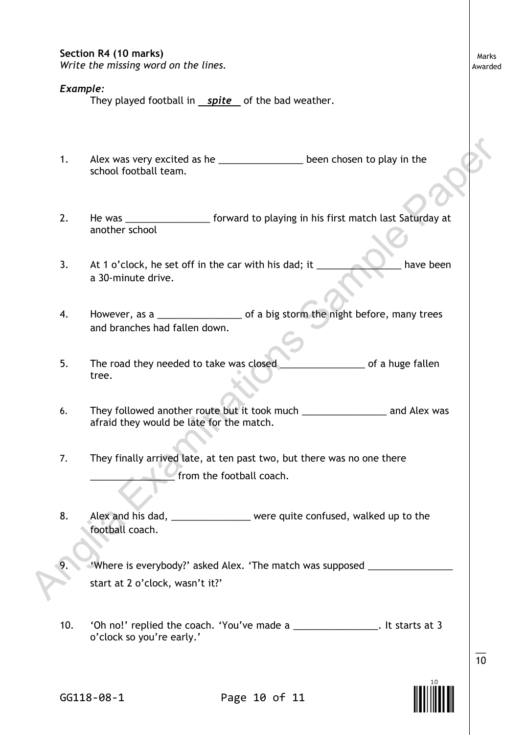**Section R4 (10 marks)**
*Write the missing word on the lines.*

Marks Awarded

***Example:***

They played football in ***spite*** of the bad weather.

1. Alex was very excited as he _______________ been chosen to play in the school football team.

2. He was _______________ forward to playing in his first match last Saturday at another school

3. At 1 o'clock, he set off in the car with his dad; it _______________ have been a 30-minute drive.

4. However, as a _______________ of a big storm the night before, many trees and branches had fallen down.

5. The road they needed to take was closed _______________ of a huge fallen tree.

6. They followed another route but it took much _______________ and Alex was afraid they would be late for the match.

7. They finally arrived late, at ten past two, but there was no one there _______________ from the football coach.

8. Alex and his dad, ______________ were quite confused, walked up to the football coach.

9. 'Where is everybody?' asked Alex. 'The match was supposed _______________ start at 2 o'clock, wasn't it?'

10. 'Oh no!' replied the coach. 'You've made a _______________. It starts at 3 o'clock so you're early.'

___
10

GG118-08-1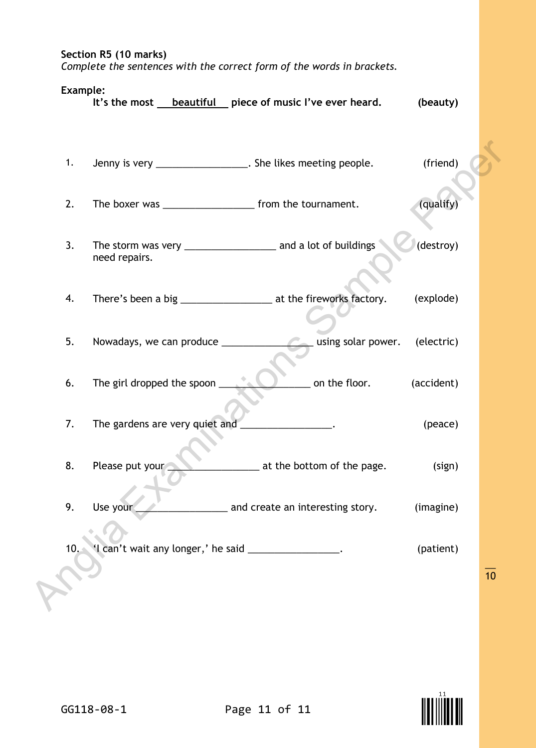**Section R5 (10 marks)**

*Complete the sentences with the correct form of the words in brackets.*

**Example:**

**It's the most \_\_beautiful\_\_ piece of music I've ever heard. (beauty)**

1. Jenny is very \_\_\_\_\_\_\_\_\_\_\_\_\_\_\_\_. She likes meeting people. (friend)

2. The boxer was \_\_\_\_\_\_\_\_\_\_\_\_\_\_\_\_ from the tournament. (qualify)

3. The storm was very \_\_\_\_\_\_\_\_\_\_\_\_\_\_\_\_ and a lot of buildings need repairs. (destroy)

4. There's been a big \_\_\_\_\_\_\_\_\_\_\_\_\_\_\_\_ at the fireworks factory. (explode)

5. Nowadays, we can produce \_\_\_\_\_\_\_\_\_\_\_\_\_\_\_\_ using solar power. (electric)

6. The girl dropped the spoon \_\_\_\_\_\_\_\_\_\_\_\_\_\_\_\_ on the floor. (accident)

7. The gardens are very quiet and \_\_\_\_\_\_\_\_\_\_\_\_\_\_\_\_. (peace)

8. Please put your \_\_\_\_\_\_\_\_\_\_\_\_\_\_\_\_ at the bottom of the page. (sign)

9. Use your \_\_\_\_\_\_\_\_\_\_\_\_\_\_\_\_ and create an interesting story. (imagine)

10. 'I can't wait any longer,' he said \_\_\_\_\_\_\_\_\_\_\_\_\_\_\_\_. (patient)

10